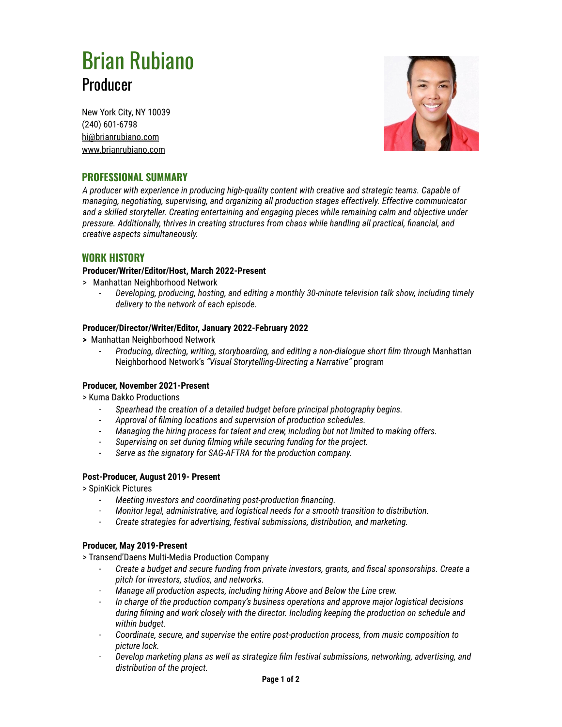# Brian Rubiano

## Producer

New York City, NY 10039
(240) 601-6798
hi@brianrubiano.com
www.brianrubiano.com

## PROFESSIONAL SUMMARY

*A producer with experience in producing high-quality content with creative and strategic teams. Capable of managing, negotiating, supervising, and organizing all production stages effectively. Effective communicator and a skilled storyteller. Creating entertaining and engaging pieces while remaining calm and objective under pressure. Additionally, thrives in creating structures from chaos while handling all practical, financial, and creative aspects simultaneously.*

## WORK HISTORY

**Producer/Writer/Editor/Host, March 2022-Present**

> Manhattan Neighborhood Network

- *Developing, producing, hosting, and editing a monthly 30-minute television talk show, including timely delivery to the network of each episode.*

**Producer/Director/Writer/Editor, January 2022-February 2022**

> Manhattan Neighborhood Network

- *Producing, directing, writing, storyboarding, and editing a non-dialogue short film through* Manhattan Neighborhood Network's *"Visual Storytelling-Directing a Narrative"* program

**Producer, November 2021-Present**

> Kuma Dakko Productions

- *Spearhead the creation of a detailed budget before principal photography begins.*
- *Approval of filming locations and supervision of production schedules.*
- *Managing the hiring process for talent and crew, including but not limited to making offers.*
- *Supervising on set during filming while securing funding for the project.*
- *Serve as the signatory for SAG-AFTRA for the production company.*

**Post-Producer, August 2019- Present**

> SpinKick Pictures

- *Meeting investors and coordinating post-production financing.*
- *Monitor legal, administrative, and logistical needs for a smooth transition to distribution.*
- *Create strategies for advertising, festival submissions, distribution, and marketing.*

**Producer, May 2019-Present**

> Transend'Daens Multi-Media Production Company

- *Create a budget and secure funding from private investors, grants, and fiscal sponsorships. Create a pitch for investors, studios, and networks.*
- *Manage all production aspects, including hiring Above and Below the Line crew.*
- *In charge of the production company's business operations and approve major logistical decisions during filming and work closely with the director. Including keeping the production on schedule and within budget.*
- *Coordinate, secure, and supervise the entire post-production process, from music composition to picture lock.*
- *Develop marketing plans as well as strategize film festival submissions, networking, advertising, and distribution of the project.*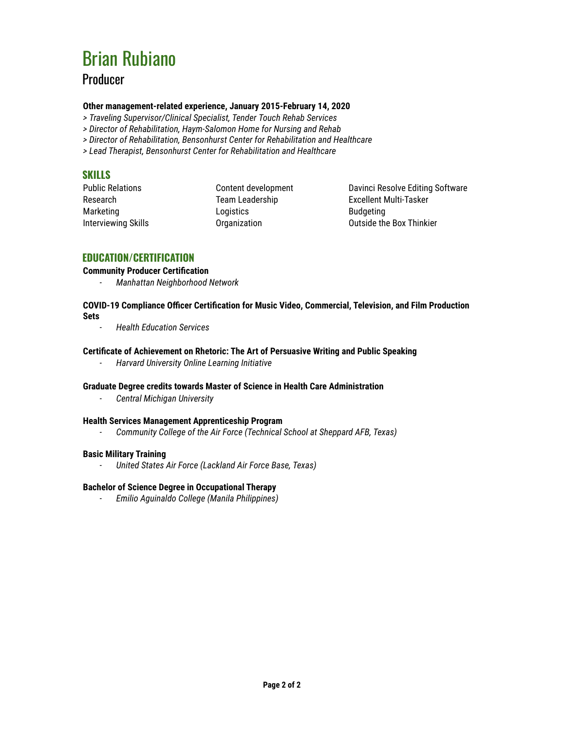# Brian Rubiano

## Producer

**Other management-related experience, January 2015-February 14, 2020**

> *Traveling Supervisor/Clinical Specialist, Tender Touch Rehab Services*
> *Director of Rehabilitation, Haym-Salomon Home for Nursing and Rehab*
> *Director of Rehabilitation, Bensonhurst Center for Rehabilitation and Healthcare*
> *Lead Therapist, Bensonhurst Center for Rehabilitation and Healthcare*

## SKILLS

| | | |
|---|---|---|
| Public Relations | Content development | Davinci Resolve Editing Software |
| Research | Team Leadership | Excellent Multi-Tasker |
| Marketing | Logistics | Budgeting |
| Interviewing Skills | Organization | Outside the Box Thinkier |

## EDUCATION/CERTIFICATION

**Community Producer Certification**

- *Manhattan Neighborhood Network*

**COVID-19 Compliance Officer Certification for Music Video, Commercial, Television, and Film Production Sets**

- *Health Education Services*

**Certificate of Achievement on Rhetoric: The Art of Persuasive Writing and Public Speaking**

- *Harvard University Online Learning Initiative*

**Graduate Degree credits towards Master of Science in Health Care Administration**

- *Central Michigan University*

**Health Services Management Apprenticeship Program**

- *Community College of the Air Force (Technical School at Sheppard AFB, Texas)*

**Basic Military Training**

- *United States Air Force (Lackland Air Force Base, Texas)*

**Bachelor of Science Degree in Occupational Therapy**

- *Emilio Aguinaldo College (Manila Philippines)*